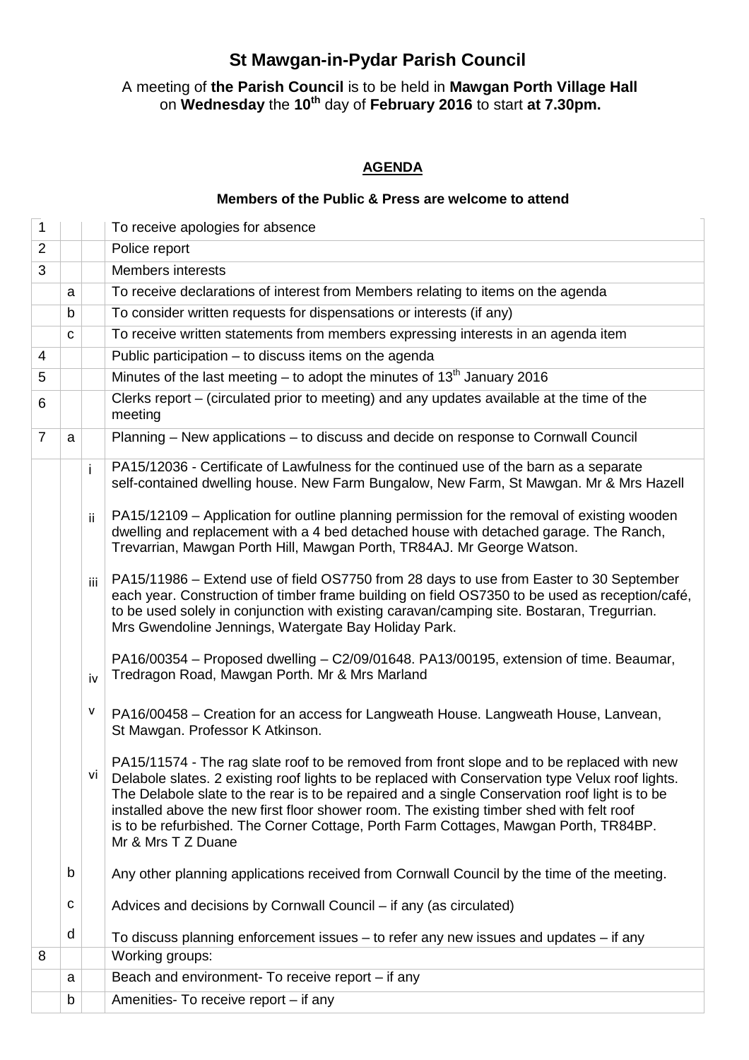# St Mawgan-in-Pydar Parish Council

A meeting of **the Parish Council** is to be held in **Mawgan Porth Village Hall** on **Wednesday** the **10th** day of **February 2016** to start **at 7.30pm.**

## AGENDA

**Members of the Public & Press are welcome to attend**

| | | | |
|---|---|---|---|
| 1 | | | To receive apologies for absence |
| 2 | | | Police report |
| 3 | | | Members interests |
| | a | | To receive declarations of interest from Members relating to items on the agenda |
| | b | | To consider written requests for dispensations or interests (if any) |
| | c | | To receive written statements from members expressing interests in an agenda item |
| 4 | | | Public participation – to discuss items on the agenda |
| 5 | | | Minutes of the last meeting – to adopt the minutes of 13th January 2016 |
| 6 | | | Clerks report – (circulated prior to meeting) and any updates available at the time of the meeting |
| 7 | a | | Planning – New applications – to discuss and decide on response to Cornwall Council |
| | | i | PA15/12036 - Certificate of Lawfulness for the continued use of the barn as a separate self-contained dwelling house. New Farm Bungalow, New Farm, St Mawgan. Mr & Mrs Hazell |
| | | ii | PA15/12109 – Application for outline planning permission for the removal of existing wooden dwelling and replacement with a 4 bed detached house with detached garage. The Ranch, Trevarrian, Mawgan Porth Hill, Mawgan Porth, TR84AJ. Mr George Watson. |
| | | iii | PA15/11986 – Extend use of field OS7750 from 28 days to use from Easter to 30 September each year. Construction of timber frame building on field OS7350 to be used as reception/café, to be used solely in conjunction with existing caravan/camping site. Bostaran, Tregurrian. Mrs Gwendoline Jennings, Watergate Bay Holiday Park. |
| | | iv | PA16/00354 – Proposed dwelling – C2/09/01648. PA13/00195, extension of time. Beaumar, Tredragon Road, Mawgan Porth. Mr & Mrs Marland |
| | | v | PA16/00458 – Creation for an access for Langweath House. Langweath House, Lanvean, St Mawgan. Professor K Atkinson. |
| | | vi | PA15/11574 - The rag slate roof to be removed from front slope and to be replaced with new Delabole slates. 2 existing roof lights to be replaced with Conservation type Velux roof lights. The Delabole slate to the rear is to be repaired and a single Conservation roof light is to be installed above the new first floor shower room. The existing timber shed with felt roof is to be refurbished. The Corner Cottage, Porth Farm Cottages, Mawgan Porth, TR84BP. Mr & Mrs T Z Duane |
| | b | | Any other planning applications received from Cornwall Council by the time of the meeting. |
| | c | | Advices and decisions by Cornwall Council – if any (as circulated) |
| | d | | To discuss planning enforcement issues – to refer any new issues and updates – if any |
| 8 | | | Working groups: |
| | a | | Beach and environment- To receive report – if any |
| | b | | Amenities- To receive report – if any |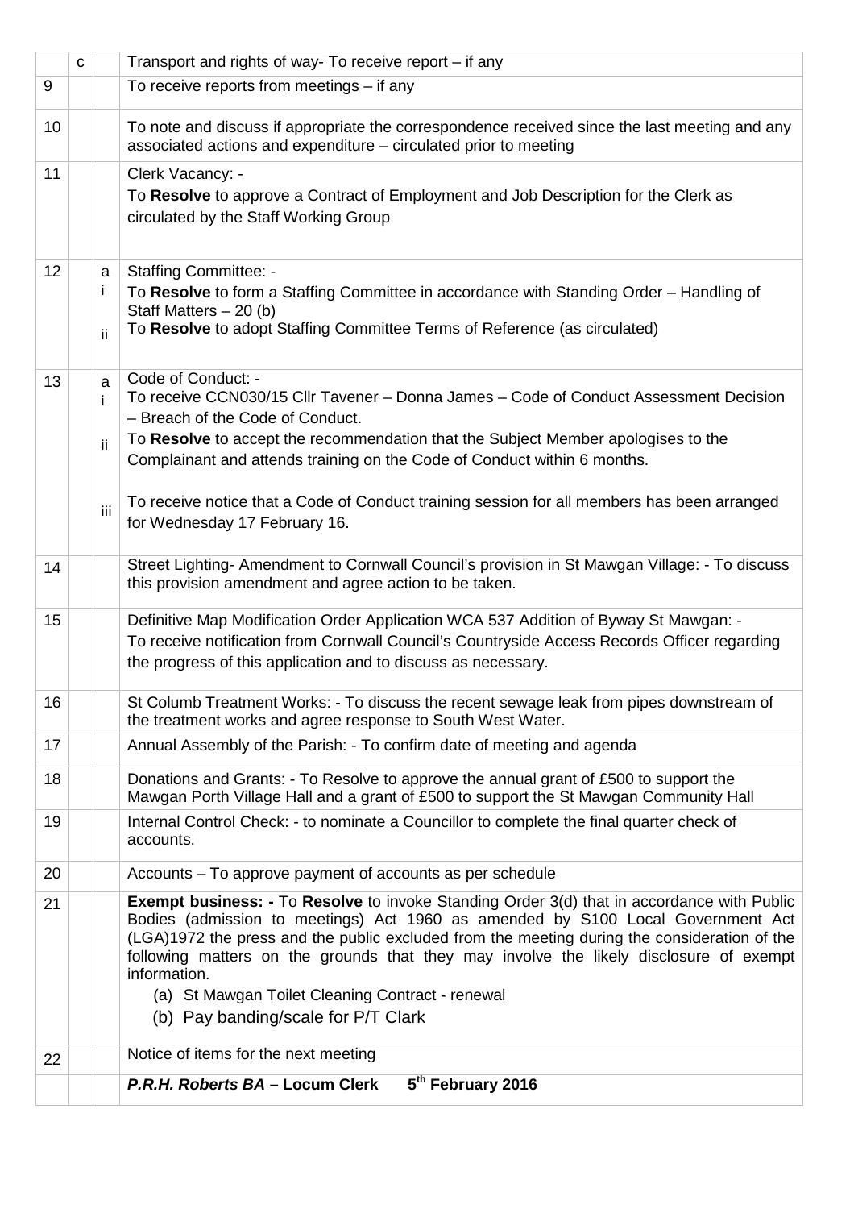| | | | |
|---|---|---|---|
| | c | | Transport and rights of way- To receive report – if any |
| 9 | | | To receive reports from meetings – if any |
| 10 | | | To note and discuss if appropriate the correspondence received since the last meeting and any associated actions and expenditure – circulated prior to meeting |
| 11 | | | Clerk Vacancy: -<br>To **Resolve** to approve a Contract of Employment and Job Description for the Clerk as circulated by the Staff Working Group |
| 12 | | a<br>i<br><br>ii | Staffing Committee: -<br>To **Resolve** to form a Staffing Committee in accordance with Standing Order – Handling of Staff Matters – 20 (b)<br>To **Resolve** to adopt Staffing Committee Terms of Reference (as circulated) |
| 13 | | a<br>i<br><br>ii<br><br>iii | Code of Conduct: -<br>To receive CCN030/15 Cllr Tavener – Donna James – Code of Conduct Assessment Decision – Breach of the Code of Conduct.<br>To **Resolve** to accept the recommendation that the Subject Member apologises to the Complainant and attends training on the Code of Conduct within 6 months.<br><br>To receive notice that a Code of Conduct training session for all members has been arranged for Wednesday 17 February 16. |
| 14 | | | Street Lighting- Amendment to Cornwall Council's provision in St Mawgan Village: - To discuss this provision amendment and agree action to be taken. |
| 15 | | | Definitive Map Modification Order Application WCA 537 Addition of Byway St Mawgan: -<br>To receive notification from Cornwall Council's Countryside Access Records Officer regarding the progress of this application and to discuss as necessary. |
| 16 | | | St Columb Treatment Works: - To discuss the recent sewage leak from pipes downstream of the treatment works and agree response to South West Water. |
| 17 | | | Annual Assembly of the Parish: - To confirm date of meeting and agenda |
| 18 | | | Donations and Grants: - To Resolve to approve the annual grant of £500 to support the Mawgan Porth Village Hall and a grant of £500 to support the St Mawgan Community Hall |
| 19 | | | Internal Control Check: - to nominate a Councillor to complete the final quarter check of accounts. |
| 20 | | | Accounts – To approve payment of accounts as per schedule |
| 21 | | | **Exempt business: -** To **Resolve** to invoke Standing Order 3(d) that in accordance with Public Bodies (admission to meetings) Act 1960 as amended by S100 Local Government Act (LGA)1972 the press and the public excluded from the meeting during the consideration of the following matters on the grounds that they may involve the likely disclosure of exempt information.<br>(a) St Mawgan Toilet Cleaning Contract - renewal<br>(b) Pay banding/scale for P/T Clark |
| 22 | | | Notice of items for the next meeting |
| | | | ***P.R.H. Roberts BA* – Locum Clerk** **5th February 2016** |